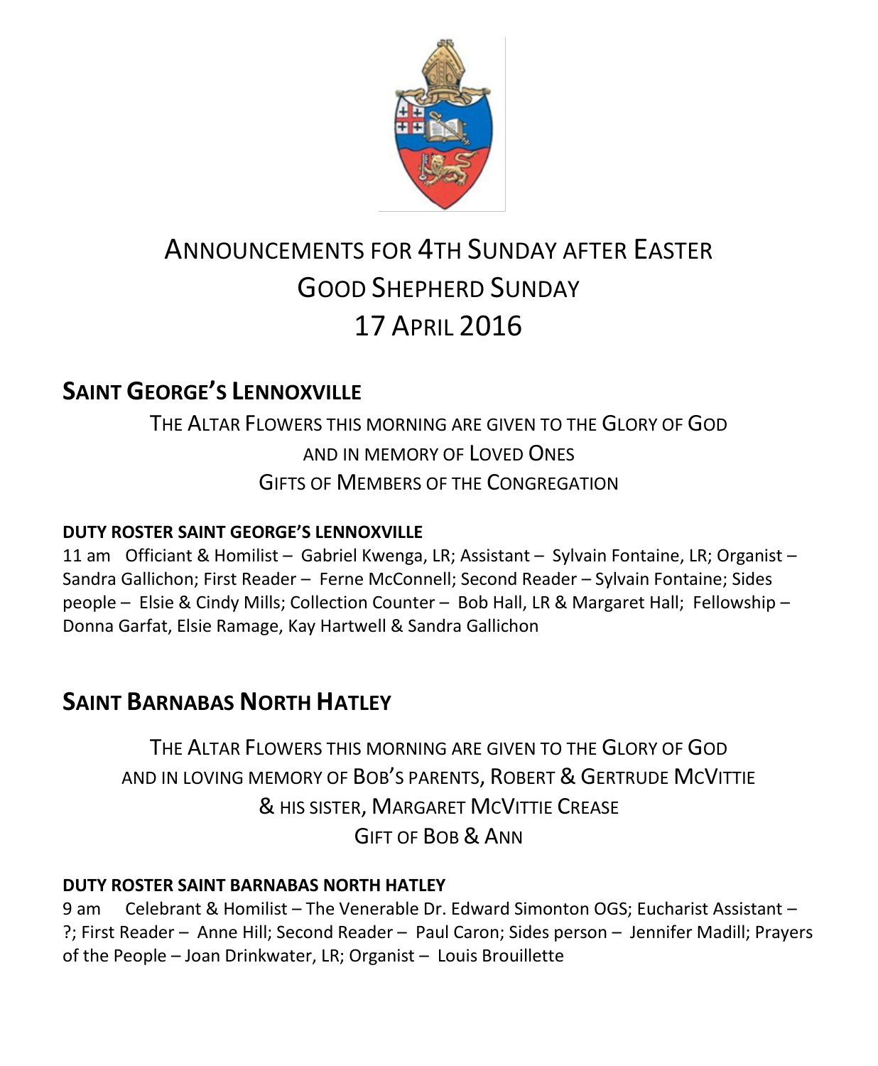# ANNOUNCEMENTS FOR 4TH SUNDAY AFTER EASTER
# GOOD SHEPHERD SUNDAY
# 17 APRIL 2016

## SAINT GEORGE'S LENNOXVILLE

THE ALTAR FLOWERS THIS MORNING ARE GIVEN TO THE GLORY OF GOD
AND IN MEMORY OF LOVED ONES
GIFTS OF MEMBERS OF THE CONGREGATION

**DUTY ROSTER SAINT GEORGE'S LENNOXVILLE**

11 am Officiant & Homilist – Gabriel Kwenga, LR; Assistant – Sylvain Fontaine, LR; Organist – Sandra Gallichon; First Reader – Ferne McConnell; Second Reader – Sylvain Fontaine; Sides people – Elsie & Cindy Mills; Collection Counter – Bob Hall, LR & Margaret Hall; Fellowship – Donna Garfat, Elsie Ramage, Kay Hartwell & Sandra Gallichon

## SAINT BARNABAS NORTH HATLEY

THE ALTAR FLOWERS THIS MORNING ARE GIVEN TO THE GLORY OF GOD
AND IN LOVING MEMORY OF BOB'S PARENTS, ROBERT & GERTRUDE MCVITTIE
& HIS SISTER, MARGARET MCVITTIE CREASE
GIFT OF BOB & ANN

**DUTY ROSTER SAINT BARNABAS NORTH HATLEY**

9 am Celebrant & Homilist – The Venerable Dr. Edward Simonton OGS; Eucharist Assistant – ?; First Reader – Anne Hill; Second Reader – Paul Caron; Sides person – Jennifer Madill; Prayers of the People – Joan Drinkwater, LR; Organist – Louis Brouillette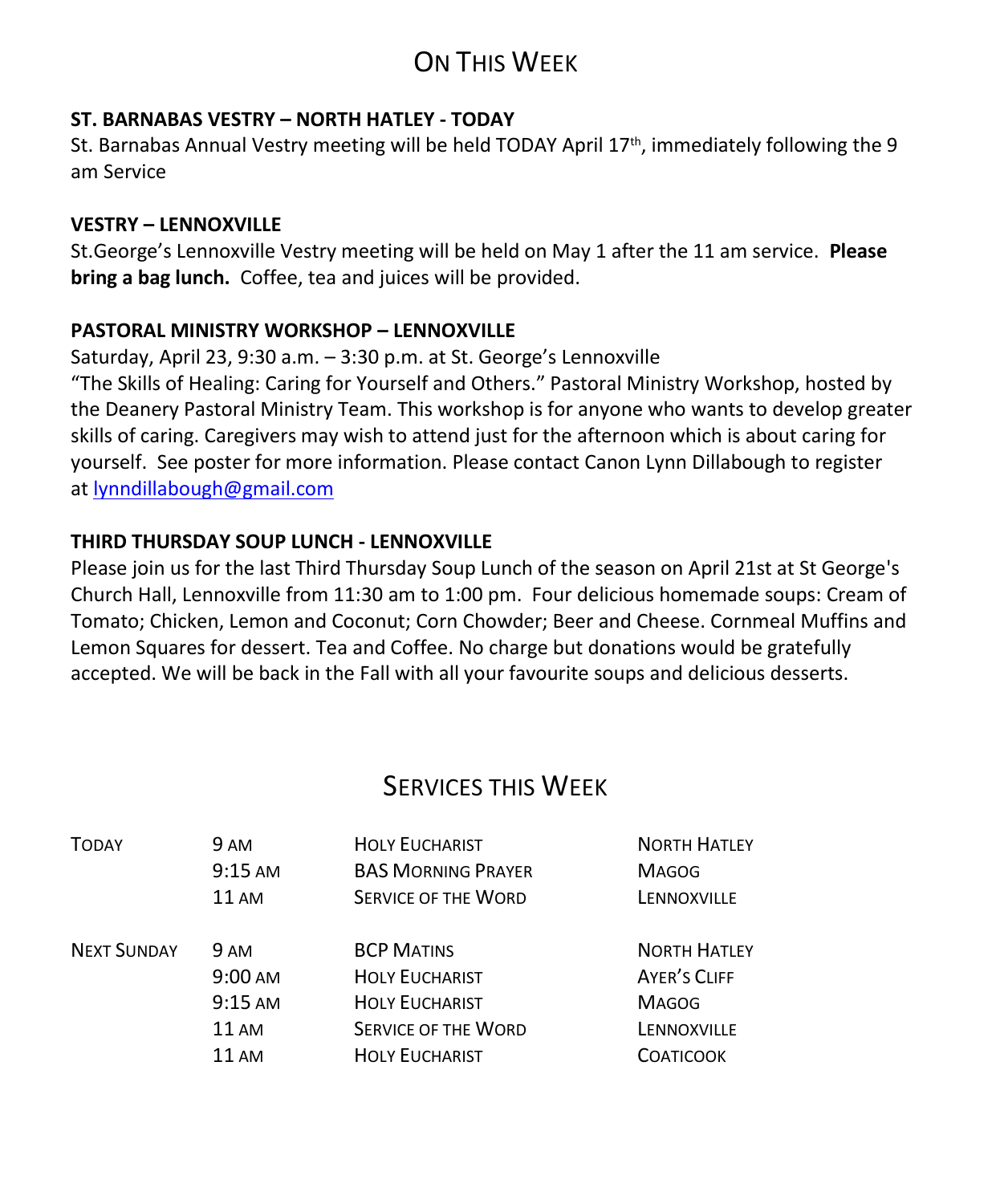# On This Week

**ST. BARNABAS VESTRY – NORTH HATLEY - TODAY**

St. Barnabas Annual Vestry meeting will be held TODAY April 17th, immediately following the 9 am Service

**VESTRY – LENNOXVILLE**

St.George's Lennoxville Vestry meeting will be held on May 1 after the 11 am service. **Please bring a bag lunch.** Coffee, tea and juices will be provided.

**PASTORAL MINISTRY WORKSHOP – LENNOXVILLE**

Saturday, April 23, 9:30 a.m. – 3:30 p.m. at St. George's Lennoxville

"The Skills of Healing: Caring for Yourself and Others." Pastoral Ministry Workshop, hosted by the Deanery Pastoral Ministry Team. This workshop is for anyone who wants to develop greater skills of caring. Caregivers may wish to attend just for the afternoon which is about caring for yourself. See poster for more information. Please contact Canon Lynn Dillabough to register at lynndillabough@gmail.com

**THIRD THURSDAY SOUP LUNCH - LENNOXVILLE**

Please join us for the last Third Thursday Soup Lunch of the season on April 21st at St George's Church Hall, Lennoxville from 11:30 am to 1:00 pm. Four delicious homemade soups: Cream of Tomato; Chicken, Lemon and Coconut; Corn Chowder; Beer and Cheese. Cornmeal Muffins and Lemon Squares for dessert. Tea and Coffee. No charge but donations would be gratefully accepted. We will be back in the Fall with all your favourite soups and delicious desserts.

# Services this Week

| | | | |
|---|---|---|---|
| Today | 9 AM | Holy Eucharist | North Hatley |
| | 9:15 AM | BAS Morning Prayer | Magog |
| | 11 AM | Service of the Word | Lennoxville |
| Next Sunday | 9 AM | BCP Matins | North Hatley |
| | 9:00 AM | Holy Eucharist | Ayer's Cliff |
| | 9:15 AM | Holy Eucharist | Magog |
| | 11 AM | Service of the Word | Lennoxville |
| | 11 AM | Holy Eucharist | Coaticook |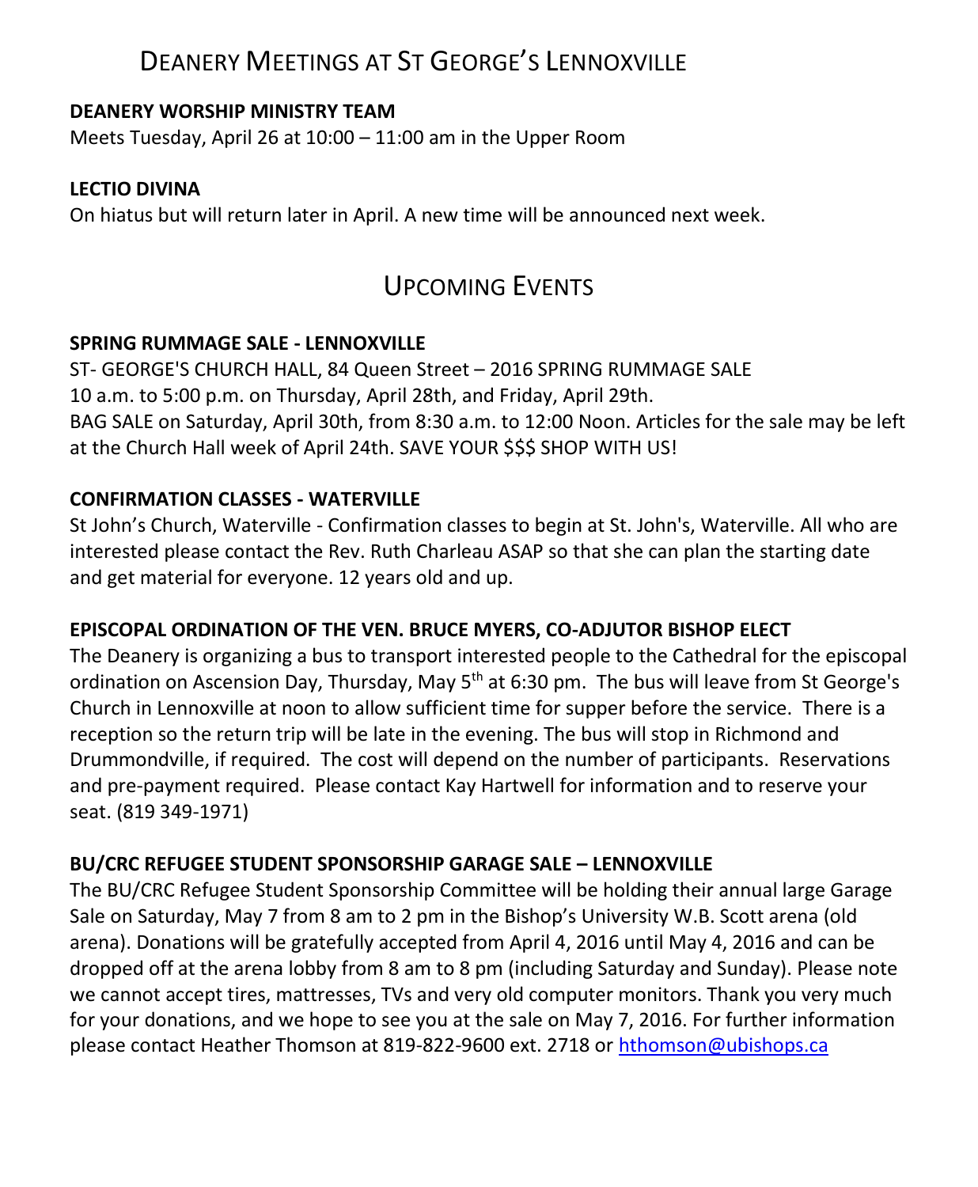# DEANERY MEETINGS AT ST GEORGE'S LENNOXVILLE

**DEANERY WORSHIP MINISTRY TEAM**

Meets Tuesday, April 26 at 10:00 – 11:00 am in the Upper Room

**LECTIO DIVINA**

On hiatus but will return later in April. A new time will be announced next week.

# UPCOMING EVENTS

**SPRING RUMMAGE SALE - LENNOXVILLE**

ST- GEORGE'S CHURCH HALL, 84 Queen Street – 2016 SPRING RUMMAGE SALE
10 a.m. to 5:00 p.m. on Thursday, April 28th, and Friday, April 29th.
BAG SALE on Saturday, April 30th, from 8:30 a.m. to 12:00 Noon. Articles for the sale may be left at the Church Hall week of April 24th. SAVE YOUR $$$ SHOP WITH US!

**CONFIRMATION CLASSES - WATERVILLE**

St John's Church, Waterville - Confirmation classes to begin at St. John's, Waterville. All who are interested please contact the Rev. Ruth Charleau ASAP so that she can plan the starting date and get material for everyone. 12 years old and up.

**EPISCOPAL ORDINATION OF THE VEN. BRUCE MYERS, CO-ADJUTOR BISHOP ELECT**

The Deanery is organizing a bus to transport interested people to the Cathedral for the episcopal ordination on Ascension Day, Thursday, May 5th at 6:30 pm. The bus will leave from St George's Church in Lennoxville at noon to allow sufficient time for supper before the service. There is a reception so the return trip will be late in the evening. The bus will stop in Richmond and Drummondville, if required. The cost will depend on the number of participants. Reservations and pre-payment required. Please contact Kay Hartwell for information and to reserve your seat. (819 349-1971)

**BU/CRC REFUGEE STUDENT SPONSORSHIP GARAGE SALE – LENNOXVILLE**

The BU/CRC Refugee Student Sponsorship Committee will be holding their annual large Garage Sale on Saturday, May 7 from 8 am to 2 pm in the Bishop's University W.B. Scott arena (old arena). Donations will be gratefully accepted from April 4, 2016 until May 4, 2016 and can be dropped off at the arena lobby from 8 am to 8 pm (including Saturday and Sunday). Please note we cannot accept tires, mattresses, TVs and very old computer monitors. Thank you very much for your donations, and we hope to see you at the sale on May 7, 2016. For further information please contact Heather Thomson at 819-822-9600 ext. 2718 or hthomson@ubishops.ca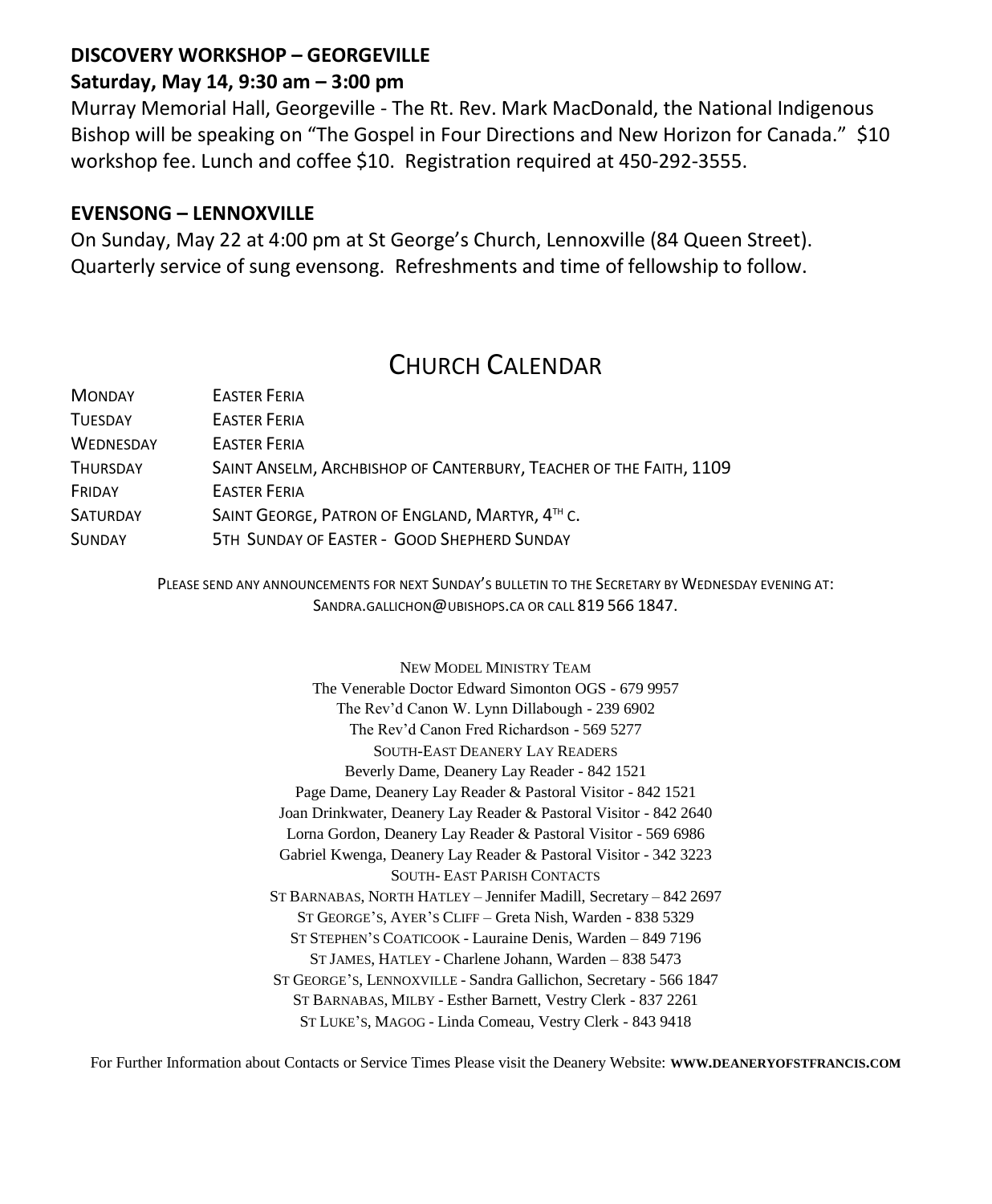**DISCOVERY WORKSHOP – GEORGEVILLE**

**Saturday, May 14, 9:30 am – 3:00 pm**

Murray Memorial Hall, Georgeville - The Rt. Rev. Mark MacDonald, the National Indigenous Bishop will be speaking on "The Gospel in Four Directions and New Horizon for Canada." $10 workshop fee. Lunch and coffee $10. Registration required at 450-292-3555.

**EVENSONG – LENNOXVILLE**

On Sunday, May 22 at 4:00 pm at St George's Church, Lennoxville (84 Queen Street). Quarterly service of sung evensong. Refreshments and time of fellowship to follow.

# CHURCH CALENDAR

| | |
|---|---|
| MONDAY | EASTER FERIA |
| TUESDAY | EASTER FERIA |
| WEDNESDAY | EASTER FERIA |
| THURSDAY | SAINT ANSELM, ARCHBISHOP OF CANTERBURY, TEACHER OF THE FAITH, 1109 |
| FRIDAY | EASTER FERIA |
| SATURDAY | SAINT GEORGE, PATRON OF ENGLAND, MARTYR, 4TH C. |
| SUNDAY | 5TH SUNDAY OF EASTER - GOOD SHEPHERD SUNDAY |

PLEASE SEND ANY ANNOUNCEMENTS FOR NEXT SUNDAY'S BULLETIN TO THE SECRETARY BY WEDNESDAY EVENING AT: SANDRA.GALLICHON@UBISHOPS.CA OR CALL 819 566 1847.

NEW MODEL MINISTRY TEAM

The Venerable Doctor Edward Simonton OGS - 679 9957

The Rev'd Canon W. Lynn Dillabough - 239 6902

The Rev'd Canon Fred Richardson - 569 5277

SOUTH-EAST DEANERY LAY READERS

Beverly Dame, Deanery Lay Reader - 842 1521

Page Dame, Deanery Lay Reader & Pastoral Visitor - 842 1521

Joan Drinkwater, Deanery Lay Reader & Pastoral Visitor - 842 2640

Lorna Gordon, Deanery Lay Reader & Pastoral Visitor - 569 6986

Gabriel Kwenga, Deanery Lay Reader & Pastoral Visitor - 342 3223

SOUTH- EAST PARISH CONTACTS

ST BARNABAS, NORTH HATLEY – Jennifer Madill, Secretary – 842 2697

ST GEORGE'S, AYER'S CLIFF – Greta Nish, Warden - 838 5329

ST STEPHEN'S COATICOOK - Lauraine Denis, Warden – 849 7196

ST JAMES, HATLEY - Charlene Johann, Warden – 838 5473

ST GEORGE'S, LENNOXVILLE - Sandra Gallichon, Secretary - 566 1847

ST BARNABAS, MILBY - Esther Barnett, Vestry Clerk - 837 2261

ST LUKE'S, MAGOG - Linda Comeau, Vestry Clerk - 843 9418

For Further Information about Contacts or Service Times Please visit the Deanery Website: **WWW.DEANERYOFSTFRANCIS.COM**